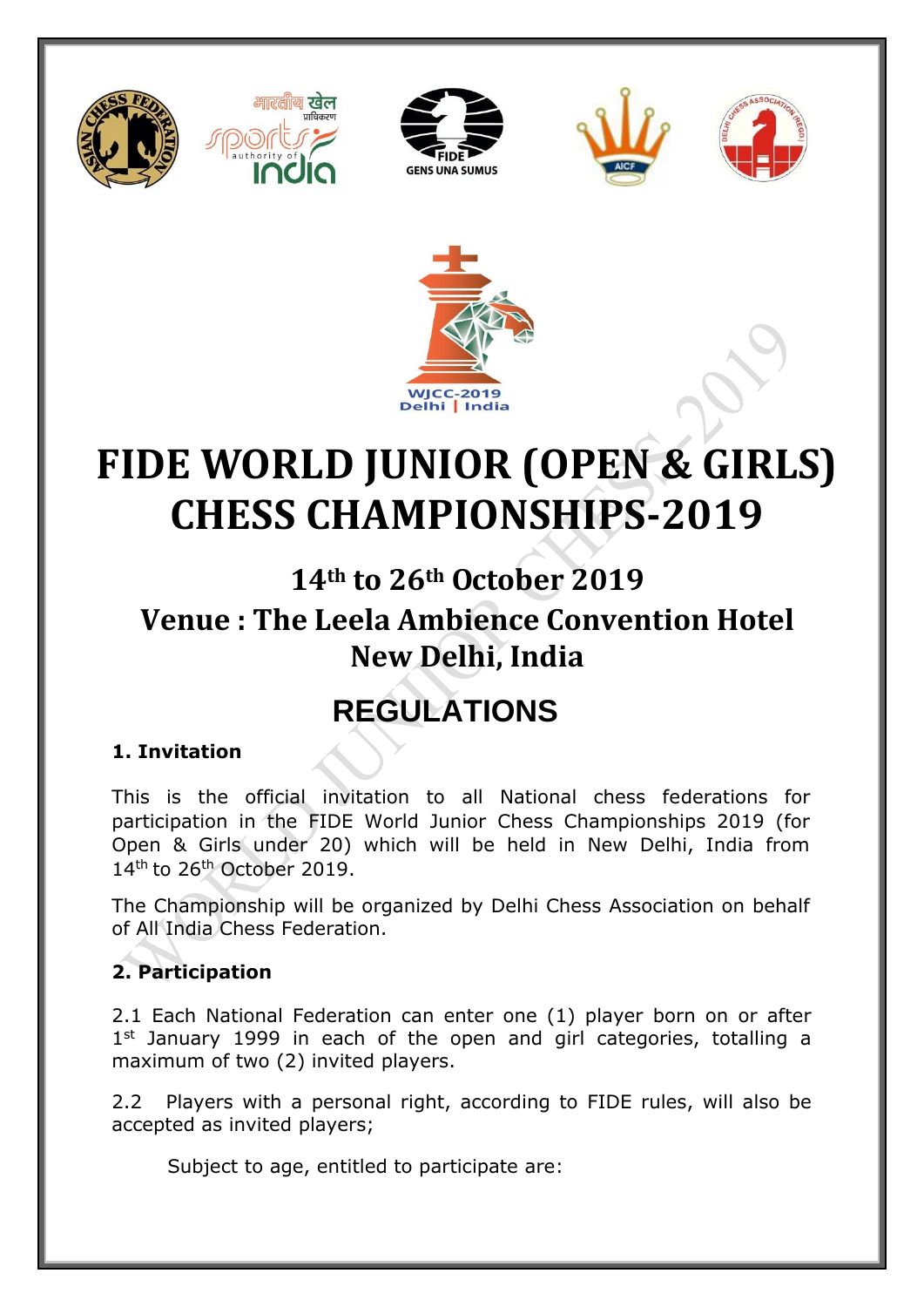# FIDE WORLD JUNIOR (OPEN & GIRLS) CHESS CHAMPIONSHIPS-2019

## 14th to 26th October 2019

## Venue : The Leela Ambience Convention Hotel New Delhi, India

## REGULATIONS

### 1. Invitation

This is the official invitation to all National chess federations for participation in the FIDE World Junior Chess Championships 2019 (for Open & Girls under 20) which will be held in New Delhi, India from 14th to 26th October 2019.

The Championship will be organized by Delhi Chess Association on behalf of All India Chess Federation.

### 2. Participation

2.1 Each National Federation can enter one (1) player born on or after 1st January 1999 in each of the open and girl categories, totalling a maximum of two (2) invited players.

2.2 Players with a personal right, according to FIDE rules, will also be accepted as invited players;

Subject to age, entitled to participate are: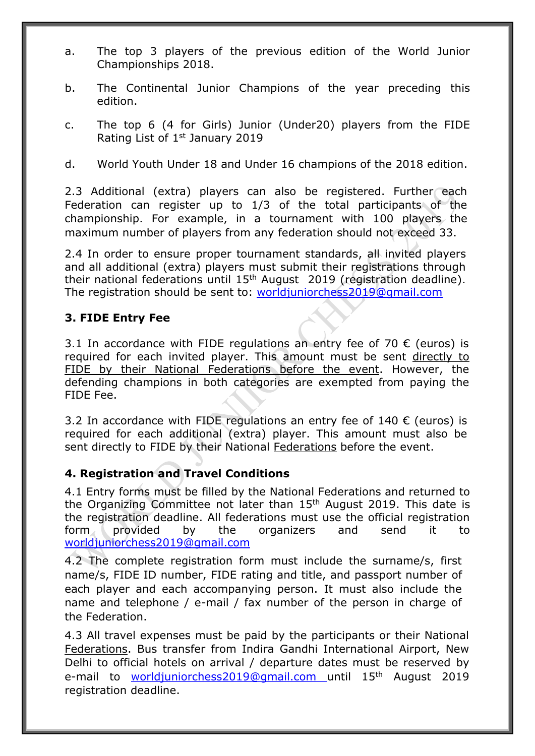a. The top 3 players of the previous edition of the World Junior Championships 2018.

b. The Continental Junior Champions of the year preceding this edition.

c. The top 6 (4 for Girls) Junior (Under20) players from the FIDE Rating List of 1st January 2019

d. World Youth Under 18 and Under 16 champions of the 2018 edition.

2.3 Additional (extra) players can also be registered. Further each Federation can register up to 1/3 of the total participants of the championship. For example, in a tournament with 100 players the maximum number of players from any federation should not exceed 33.

2.4 In order to ensure proper tournament standards, all invited players and all additional (extra) players must submit their registrations through their national federations until 15th August 2019 (registration deadline). The registration should be sent to: worldjuniorchess2019@gmail.com

### 3. FIDE Entry Fee

3.1 In accordance with FIDE regulations an entry fee of 70 € (euros) is required for each invited player. This amount must be sent directly to FIDE by their National Federations before the event. However, the defending champions in both categories are exempted from paying the FIDE Fee.

3.2 In accordance with FIDE regulations an entry fee of 140 € (euros) is required for each additional (extra) player. This amount must also be sent directly to FIDE by their National Federations before the event.

### 4. Registration and Travel Conditions

4.1 Entry forms must be filled by the National Federations and returned to the Organizing Committee not later than 15th August 2019. This date is the registration deadline. All federations must use the official registration form provided by the organizers and send it to worldjuniorchess2019@gmail.com

4.2 The complete registration form must include the surname/s, first name/s, FIDE ID number, FIDE rating and title, and passport number of each player and each accompanying person. It must also include the name and telephone / e-mail / fax number of the person in charge of the Federation.

4.3 All travel expenses must be paid by the participants or their National Federations. Bus transfer from Indira Gandhi International Airport, New Delhi to official hotels on arrival / departure dates must be reserved by e-mail to worldjuniorchess2019@gmail.com until 15th August 2019 registration deadline.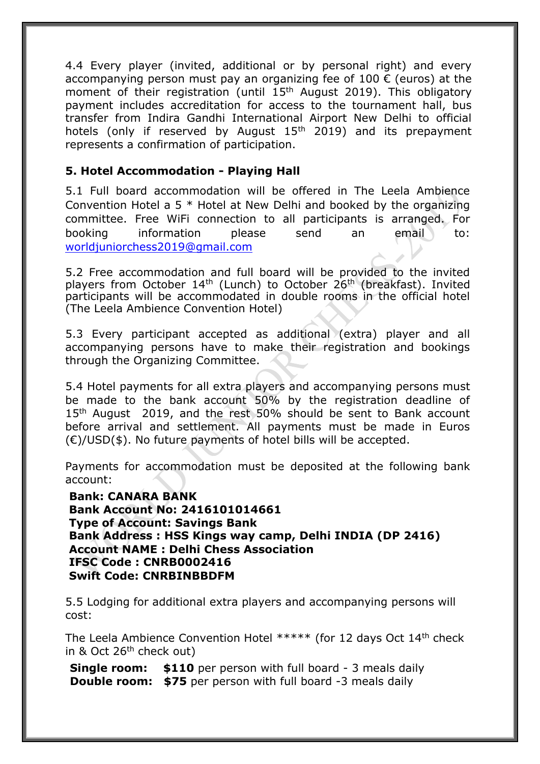4.4 Every player (invited, additional or by personal right) and every accompanying person must pay an organizing fee of 100 € (euros) at the moment of their registration (until 15th August 2019). This obligatory payment includes accreditation for access to the tournament hall, bus transfer from Indira Gandhi International Airport New Delhi to official hotels (only if reserved by August 15th 2019) and its prepayment represents a confirmation of participation.

## 5. Hotel Accommodation - Playing Hall

5.1 Full board accommodation will be offered in The Leela Ambience Convention Hotel a 5 * Hotel at New Delhi and booked by the organizing committee. Free WiFi connection to all participants is arranged. For booking information please send an email to: worldjuniorchess2019@gmail.com

5.2 Free accommodation and full board will be provided to the invited players from October 14th (Lunch) to October 26th (breakfast). Invited participants will be accommodated in double rooms in the official hotel (The Leela Ambience Convention Hotel)

5.3 Every participant accepted as additional (extra) player and all accompanying persons have to make their registration and bookings through the Organizing Committee.

5.4 Hotel payments for all extra players and accompanying persons must be made to the bank account 50% by the registration deadline of 15th August 2019, and the rest 50% should be sent to Bank account before arrival and settlement. All payments must be made in Euros (€)/USD($). No future payments of hotel bills will be accepted.

Payments for accommodation must be deposited at the following bank account:

**Bank: CANARA BANK**
**Bank Account No: 2416101014661**
**Type of Account: Savings Bank**
**Bank Address : HSS Kings way camp, Delhi INDIA (DP 2416)**
**Account NAME : Delhi Chess Association**
**IFSC Code : CNRB0002416**
**Swift Code: CNRBINBBDFM**

5.5 Lodging for additional extra players and accompanying persons will cost:

The Leela Ambience Convention Hotel ***** (for 12 days Oct 14th check in & Oct 26th check out)

**Single room:** **$110** per person with full board - 3 meals daily
**Double room:** **$75** per person with full board -3 meals daily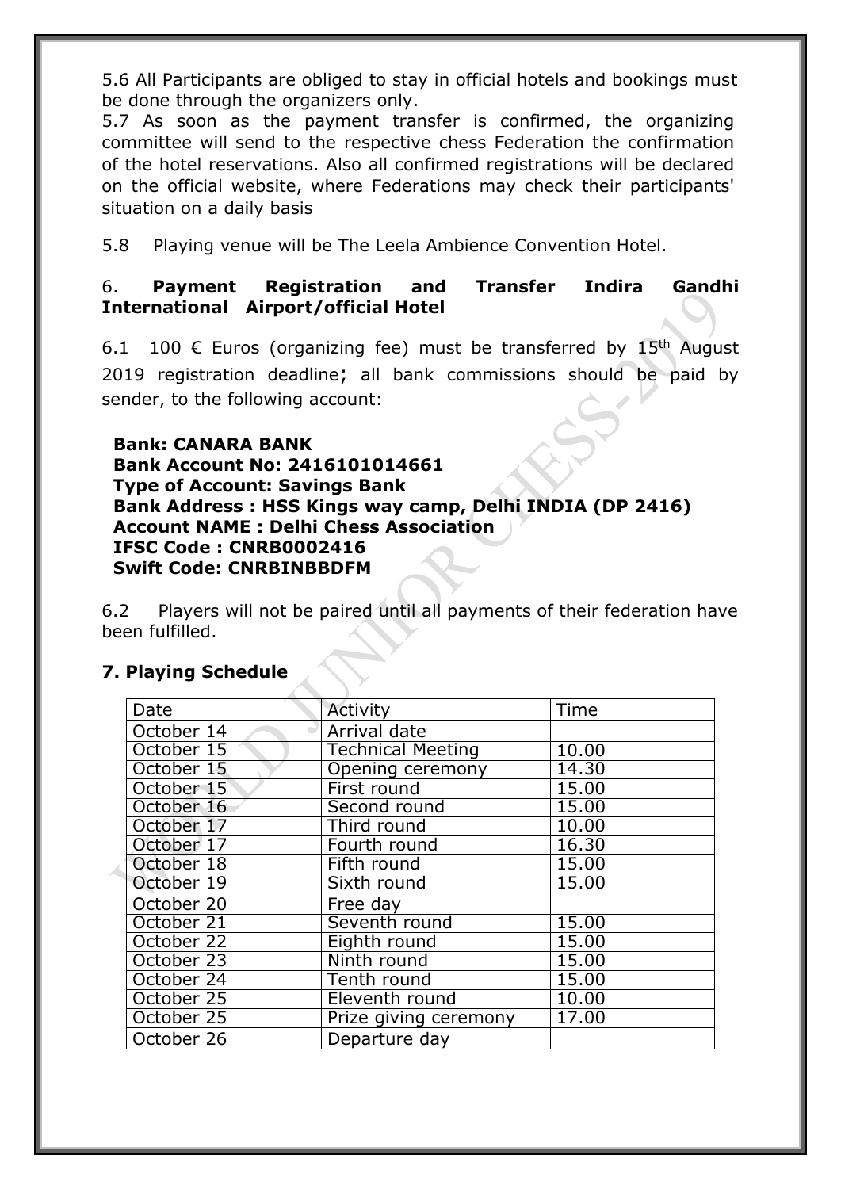5.6 All Participants are obliged to stay in official hotels and bookings must be done through the organizers only.

5.7 As soon as the payment transfer is confirmed, the organizing committee will send to the respective chess Federation the confirmation of the hotel reservations. Also all confirmed registrations will be declared on the official website, where Federations may check their participants' situation on a daily basis

5.8 Playing venue will be The Leela Ambience Convention Hotel.

## 6. **Payment Registration and Transfer Indira Gandhi International Airport/official Hotel**

6.1 100 € Euros (organizing fee) must be transferred by 15th August 2019 registration deadline; all bank commissions should be paid by sender, to the following account:

**Bank: CANARA BANK**
**Bank Account No: 2416101014661**
**Type of Account: Savings Bank**
**Bank Address : HSS Kings way camp, Delhi INDIA (DP 2416)**
**Account NAME : Delhi Chess Association**
**IFSC Code : CNRB0002416**
**Swift Code: CNRBINBBDFM**

6.2 Players will not be paired until all payments of their federation have been fulfilled.

## 7. Playing Schedule

| Date | Activity | Time |
|---|---|---|
| October 14 | Arrival date | |
| October 15 | Technical Meeting | 10.00 |
| October 15 | Opening ceremony | 14.30 |
| October 15 | First round | 15.00 |
| October 16 | Second round | 15.00 |
| October 17 | Third round | 10.00 |
| October 17 | Fourth round | 16.30 |
| October 18 | Fifth round | 15.00 |
| October 19 | Sixth round | 15.00 |
| October 20 | Free day | |
| October 21 | Seventh round | 15.00 |
| October 22 | Eighth round | 15.00 |
| October 23 | Ninth round | 15.00 |
| October 24 | Tenth round | 15.00 |
| October 25 | Eleventh round | 10.00 |
| October 25 | Prize giving ceremony | 17.00 |
| October 26 | Departure day | |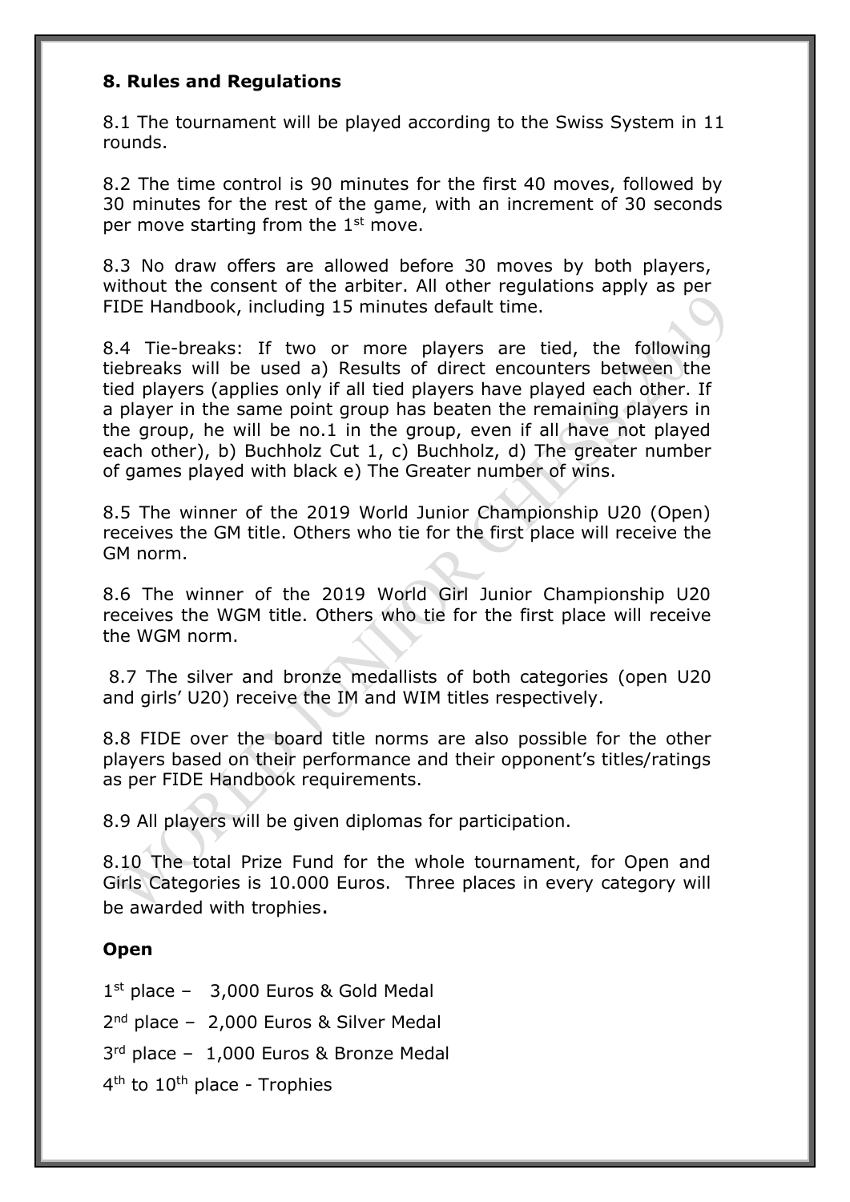## 8. Rules and Regulations

8.1 The tournament will be played according to the Swiss System in 11 rounds.

8.2 The time control is 90 minutes for the first 40 moves, followed by 30 minutes for the rest of the game, with an increment of 30 seconds per move starting from the 1st move.

8.3 No draw offers are allowed before 30 moves by both players, without the consent of the arbiter. All other regulations apply as per FIDE Handbook, including 15 minutes default time.

8.4 Tie-breaks: If two or more players are tied, the following tiebreaks will be used a) Results of direct encounters between the tied players (applies only if all tied players have played each other. If a player in the same point group has beaten the remaining players in the group, he will be no.1 in the group, even if all have not played each other), b) Buchholz Cut 1, c) Buchholz, d) The greater number of games played with black e) The Greater number of wins.

8.5 The winner of the 2019 World Junior Championship U20 (Open) receives the GM title. Others who tie for the first place will receive the GM norm.

8.6 The winner of the 2019 World Girl Junior Championship U20 receives the WGM title. Others who tie for the first place will receive the WGM norm.

8.7 The silver and bronze medallists of both categories (open U20 and girls' U20) receive the IM and WIM titles respectively.

8.8 FIDE over the board title norms are also possible for the other players based on their performance and their opponent's titles/ratings as per FIDE Handbook requirements.

8.9 All players will be given diplomas for participation.

8.10 The total Prize Fund for the whole tournament, for Open and Girls Categories is 10.000 Euros. Three places in every category will be awarded with trophies.

**Open**

1st place – 3,000 Euros & Gold Medal

2nd place – 2,000 Euros & Silver Medal

3rd place – 1,000 Euros & Bronze Medal

4th to 10th place - Trophies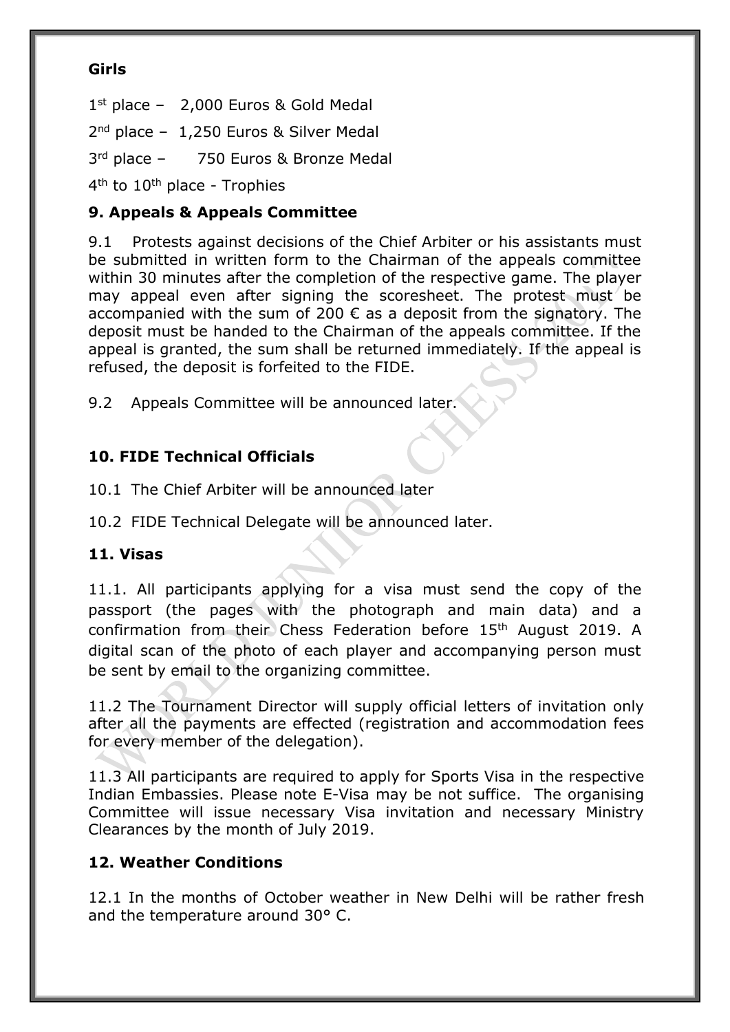**Girls**

1st place – 2,000 Euros & Gold Medal

2nd place – 1,250 Euros & Silver Medal

3rd place – 750 Euros & Bronze Medal

4th to 10th place - Trophies

## 9. Appeals & Appeals Committee

9.1 Protests against decisions of the Chief Arbiter or his assistants must be submitted in written form to the Chairman of the appeals committee within 30 minutes after the completion of the respective game. The player may appeal even after signing the scoresheet. The protest must be accompanied with the sum of 200 € as a deposit from the signatory. The deposit must be handed to the Chairman of the appeals committee. If the appeal is granted, the sum shall be returned immediately. If the appeal is refused, the deposit is forfeited to the FIDE.

9.2 Appeals Committee will be announced later.

## 10. FIDE Technical Officials

10.1 The Chief Arbiter will be announced later

10.2 FIDE Technical Delegate will be announced later.

## 11. Visas

11.1. All participants applying for a visa must send the copy of the passport (the pages with the photograph and main data) and a confirmation from their Chess Federation before 15th August 2019. A digital scan of the photo of each player and accompanying person must be sent by email to the organizing committee.

11.2 The Tournament Director will supply official letters of invitation only after all the payments are effected (registration and accommodation fees for every member of the delegation).

11.3 All participants are required to apply for Sports Visa in the respective Indian Embassies. Please note E-Visa may be not suffice. The organising Committee will issue necessary Visa invitation and necessary Ministry Clearances by the month of July 2019.

## 12. Weather Conditions

12.1 In the months of October weather in New Delhi will be rather fresh and the temperature around 30° C.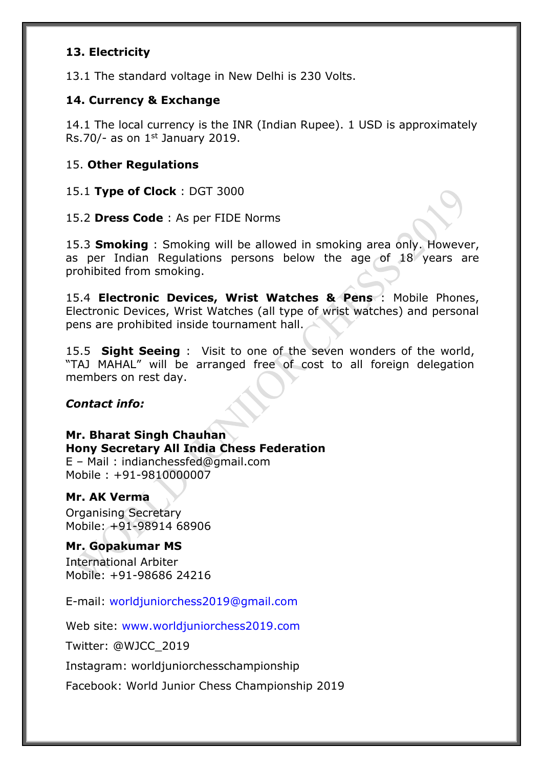### 13. Electricity

13.1 The standard voltage in New Delhi is 230 Volts.

### 14. Currency & Exchange

14.1 The local currency is the INR (Indian Rupee). 1 USD is approximately Rs.70/- as on 1st January 2019.

### 15. Other Regulations

15.1 **Type of Clock** : DGT 3000

15.2 **Dress Code** : As per FIDE Norms

15.3 **Smoking** : Smoking will be allowed in smoking area only. However, as per Indian Regulations persons below the age of 18 years are prohibited from smoking.

15.4 **Electronic Devices, Wrist Watches & Pens** : Mobile Phones, Electronic Devices, Wrist Watches (all type of wrist watches) and personal pens are prohibited inside tournament hall.

15.5 **Sight Seeing** : Visit to one of the seven wonders of the world, "TAJ MAHAL" will be arranged free of cost to all foreign delegation members on rest day.

***Contact info:***

**Mr. Bharat Singh Chauhan**
**Hony Secretary All India Chess Federation**
E – Mail : indianchessfed@gmail.com
Mobile : +91-9810000007

**Mr. AK Verma**
Organising Secretary
Mobile: +91-98914 68906

**Mr. Gopakumar MS**
International Arbiter
Mobile: +91-98686 24216

E-mail: worldjuniorchess2019@gmail.com

Web site: www.worldjuniorchess2019.com

Twitter: @WJCC_2019

Instagram: worldjuniorchesschampionship

Facebook: World Junior Chess Championship 2019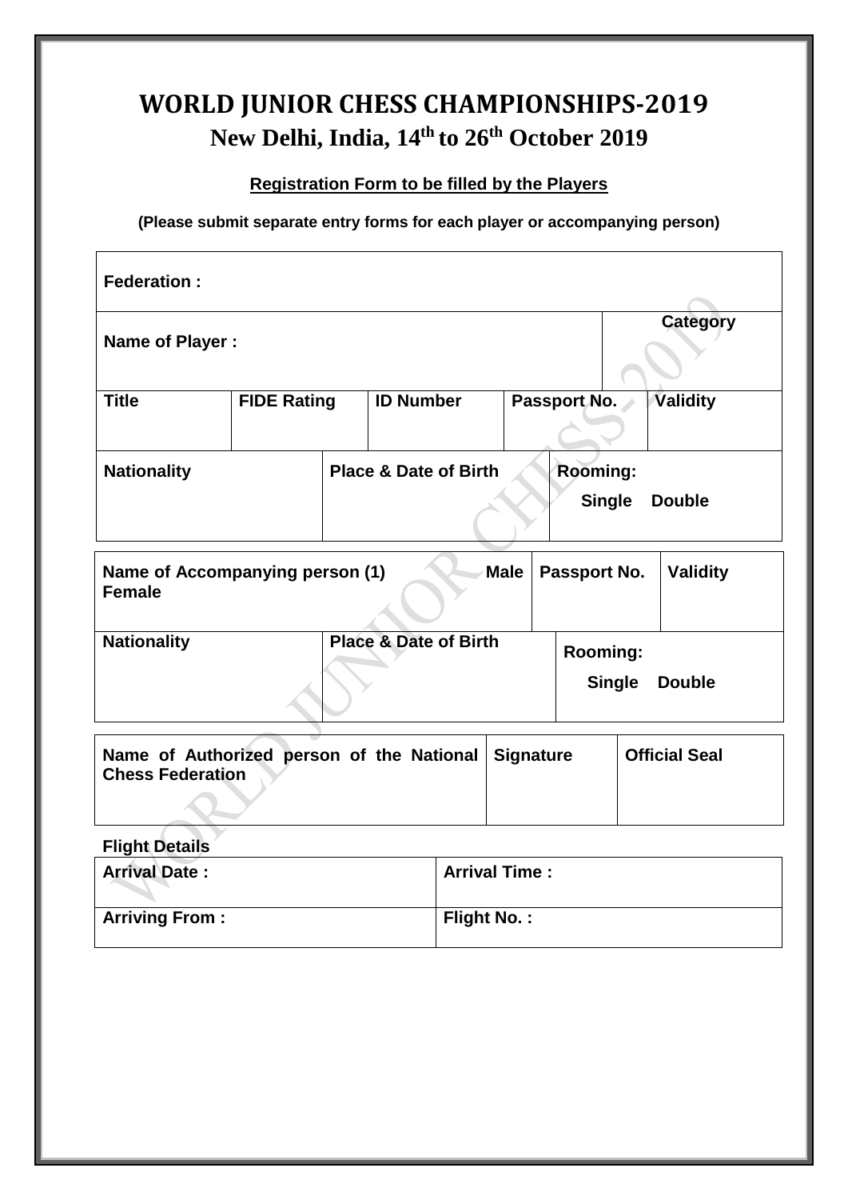# WORLD JUNIOR CHESS CHAMPIONSHIPS-2019

## New Delhi, India, 14th to 26th October 2019

**Registration Form to be filled by the Players**

**(Please submit separate entry forms for each player or accompanying person)**

| **Federation :** | | | | | |
|---|---|---|---|---|---|
| **Name of Player :** | | | | **Category** | |
| **Title** | **FIDE Rating** | **ID Number** | **Passport No.** | **Validity** | |
| **Nationality** | | **Place & Date of Birth** | **Rooming:** Single Double | | |

| **Name of Accompanying person (1) Male Female** | | **Passport No.** | **Validity** |
|---|---|---|---|
| **Nationality** | **Place & Date of Birth** | **Rooming:** Single Double | |

| **Name of Authorized person of the National Chess Federation** | **Signature** | **Official Seal** |
|---|---|---|
| | | |

**Flight Details**

| **Arrival Date :** | **Arrival Time :** |
|---|---|
| **Arriving From :** | **Flight No. :** |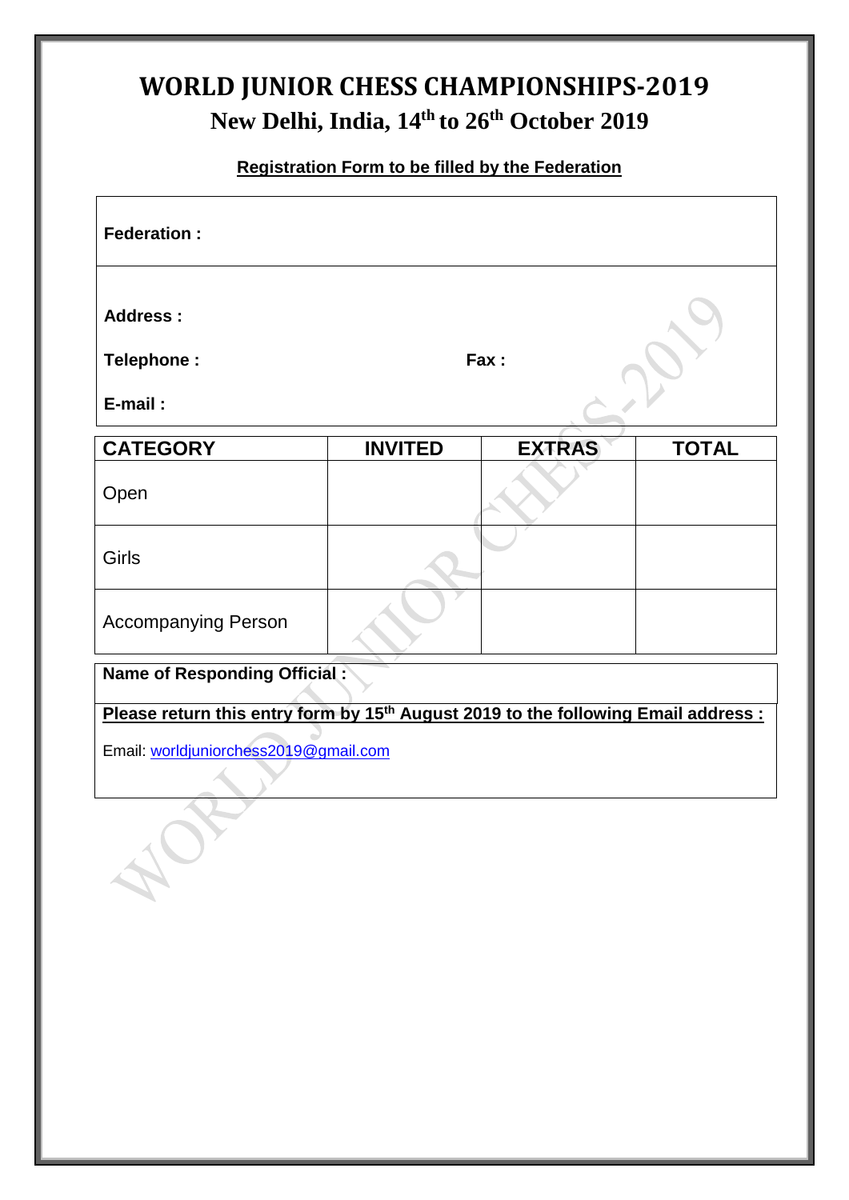# WORLD JUNIOR CHESS CHAMPIONSHIPS-2019

## New Delhi, India, 14th to 26th October 2019

**Registration Form to be filled by the Federation**

**Federation :**

**Address :**

**Telephone :** **Fax :**

**E-mail :**

| CATEGORY | INVITED | EXTRAS | TOTAL |
|---|---|---|---|
| Open | | | |
| Girls | | | |
| Accompanying Person | | | |

**Name of Responding Official :**

**Please return this entry form by 15th August 2019 to the following Email address :**

Email: worldjuniorchess2019@gmail.com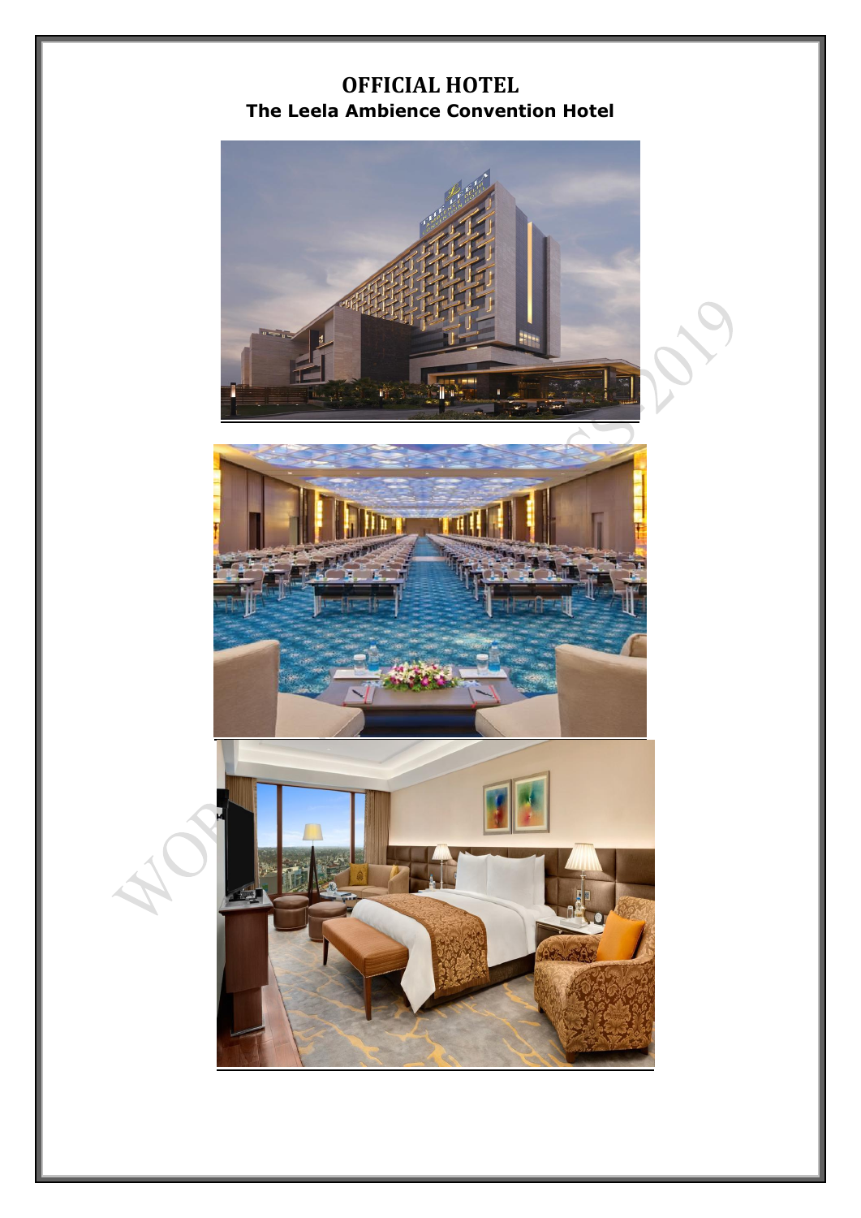# OFFICIAL HOTEL

## The Leela Ambience Convention Hotel